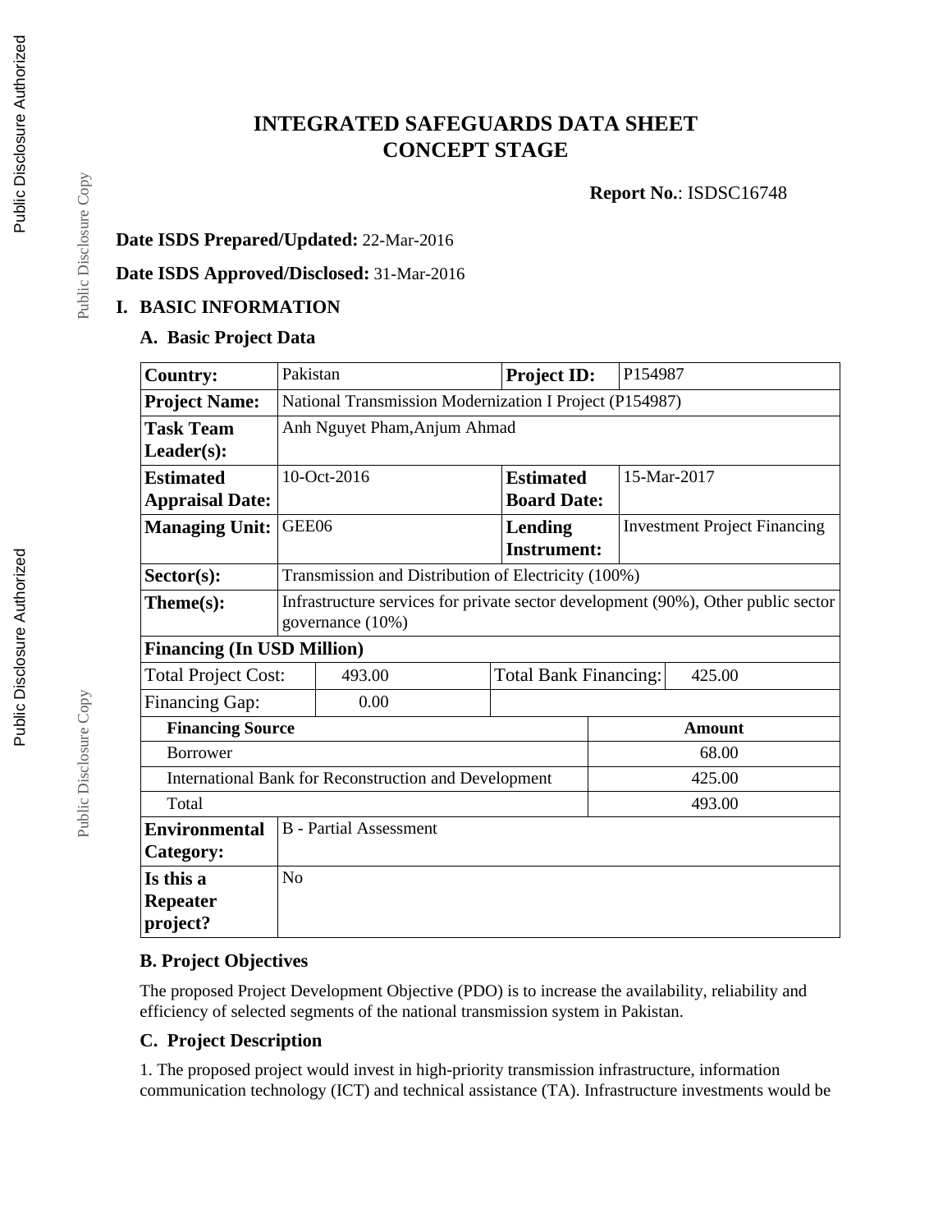# INTEGRATED SAFEGUARDS DATA SHEET
# CONCEPT STAGE

**Report No.**: ISDSC16748

**Date ISDS Prepared/Updated:** 22-Mar-2016

**Date ISDS Approved/Disclosed:** 31-Mar-2016

## I. BASIC INFORMATION

### A. Basic Project Data

| **Country:** | Pakistan | **Project ID:** | P154987 |
|---|---|---|---|
| **Project Name:** | National Transmission Modernization I Project (P154987) | | |
| **Task Team Leader(s):** | Anh Nguyet Pham,Anjum Ahmad | | |
| **Estimated Appraisal Date:** | 10-Oct-2016 | **Estimated Board Date:** | 15-Mar-2017 |
| **Managing Unit:** | GEE06 | **Lending Instrument:** | Investment Project Financing |
| **Sector(s):** | Transmission and Distribution of Electricity (100%) | | |
| **Theme(s):** | Infrastructure services for private sector development (90%), Other public sector governance (10%) | | |

| **Financing (In USD Million)** | | | |
|---|---|---|---|
| Total Project Cost: | 493.00 | Total Bank Financing: | 425.00 |
| Financing Gap: | 0.00 | | |

| **Financing Source** | **Amount** |
|---|---|
| Borrower | 68.00 |
| International Bank for Reconstruction and Development | 425.00 |
| Total | 493.00 |

| | |
|---|---|
| **Environmental Category:** | B - Partial Assessment |
| **Is this a Repeater project?** | No |

### B. Project Objectives

The proposed Project Development Objective (PDO) is to increase the availability, reliability and efficiency of selected segments of the national transmission system in Pakistan.

### C. Project Description

1. The proposed project would invest in high-priority transmission infrastructure, information communication technology (ICT) and technical assistance (TA). Infrastructure investments would be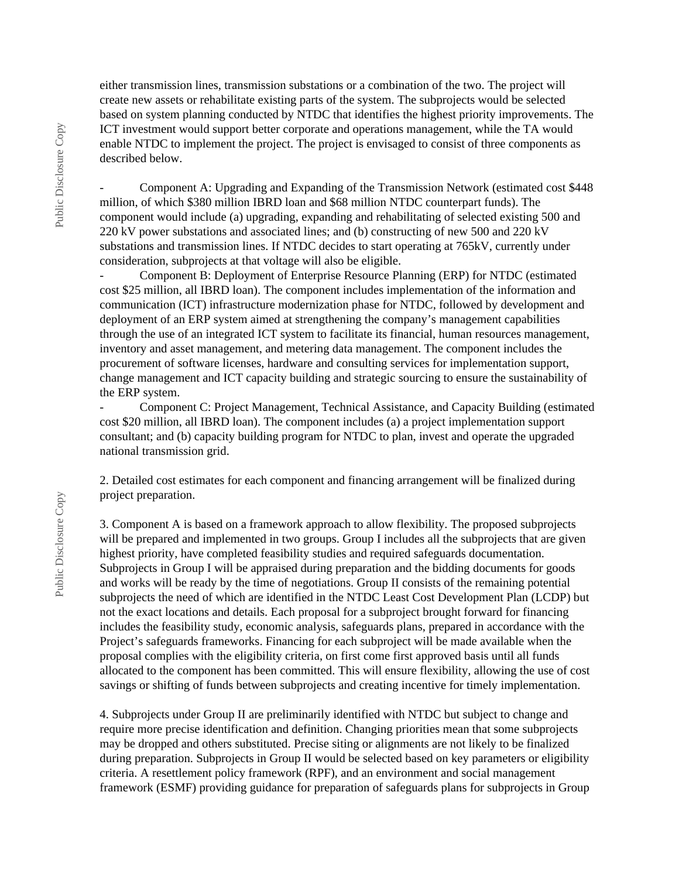either transmission lines, transmission substations or a combination of the two. The project will create new assets or rehabilitate existing parts of the system. The subprojects would be selected based on system planning conducted by NTDC that identifies the highest priority improvements. The ICT investment would support better corporate and operations management, while the TA would enable NTDC to implement the project. The project is envisaged to consist of three components as described below.

- Component A: Upgrading and Expanding of the Transmission Network (estimated cost $448 million, of which $380 million IBRD loan and $68 million NTDC counterpart funds). The component would include (a) upgrading, expanding and rehabilitating of selected existing 500 and 220 kV power substations and associated lines; and (b) constructing of new 500 and 220 kV substations and transmission lines. If NTDC decides to start operating at 765kV, currently under consideration, subprojects at that voltage will also be eligible.
- Component B: Deployment of Enterprise Resource Planning (ERP) for NTDC (estimated cost $25 million, all IBRD loan). The component includes implementation of the information and communication (ICT) infrastructure modernization phase for NTDC, followed by development and deployment of an ERP system aimed at strengthening the company's management capabilities through the use of an integrated ICT system to facilitate its financial, human resources management, inventory and asset management, and metering data management. The component includes the procurement of software licenses, hardware and consulting services for implementation support, change management and ICT capacity building and strategic sourcing to ensure the sustainability of the ERP system.
- Component C: Project Management, Technical Assistance, and Capacity Building (estimated cost $20 million, all IBRD loan). The component includes (a) a project implementation support consultant; and (b) capacity building program for NTDC to plan, invest and operate the upgraded national transmission grid.

2. Detailed cost estimates for each component and financing arrangement will be finalized during project preparation.

3. Component A is based on a framework approach to allow flexibility. The proposed subprojects will be prepared and implemented in two groups. Group I includes all the subprojects that are given highest priority, have completed feasibility studies and required safeguards documentation. Subprojects in Group I will be appraised during preparation and the bidding documents for goods and works will be ready by the time of negotiations. Group II consists of the remaining potential subprojects the need of which are identified in the NTDC Least Cost Development Plan (LCDP) but not the exact locations and details. Each proposal for a subproject brought forward for financing includes the feasibility study, economic analysis, safeguards plans, prepared in accordance with the Project's safeguards frameworks. Financing for each subproject will be made available when the proposal complies with the eligibility criteria, on first come first approved basis until all funds allocated to the component has been committed. This will ensure flexibility, allowing the use of cost savings or shifting of funds between subprojects and creating incentive for timely implementation.

4. Subprojects under Group II are preliminarily identified with NTDC but subject to change and require more precise identification and definition. Changing priorities mean that some subprojects may be dropped and others substituted. Precise siting or alignments are not likely to be finalized during preparation. Subprojects in Group II would be selected based on key parameters or eligibility criteria. A resettlement policy framework (RPF), and an environment and social management framework (ESMF) providing guidance for preparation of safeguards plans for subprojects in Group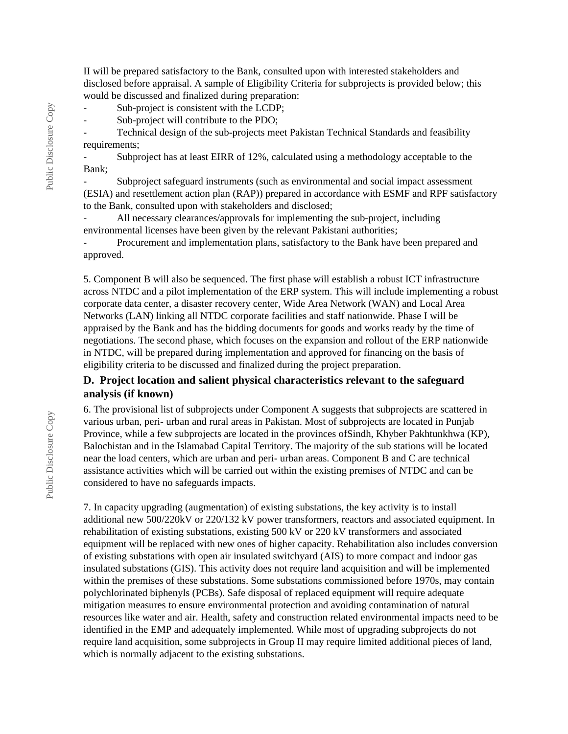II will be prepared satisfactory to the Bank, consulted upon with interested stakeholders and disclosed before appraisal. A sample of Eligibility Criteria for subprojects is provided below; this would be discussed and finalized during preparation:

- Sub-project is consistent with the LCDP;
- Sub-project will contribute to the PDO;
- Technical design of the sub-projects meet Pakistan Technical Standards and feasibility requirements;
- Subproject has at least EIRR of 12%, calculated using a methodology acceptable to the Bank;
- Subproject safeguard instruments (such as environmental and social impact assessment (ESIA) and resettlement action plan (RAP)) prepared in accordance with ESMF and RPF satisfactory to the Bank, consulted upon with stakeholders and disclosed;
- All necessary clearances/approvals for implementing the sub-project, including environmental licenses have been given by the relevant Pakistani authorities;
- Procurement and implementation plans, satisfactory to the Bank have been prepared and approved.

5. Component B will also be sequenced. The first phase will establish a robust ICT infrastructure across NTDC and a pilot implementation of the ERP system. This will include implementing a robust corporate data center, a disaster recovery center, Wide Area Network (WAN) and Local Area Networks (LAN) linking all NTDC corporate facilities and staff nationwide. Phase I will be appraised by the Bank and has the bidding documents for goods and works ready by the time of negotiations. The second phase, which focuses on the expansion and rollout of the ERP nationwide in NTDC, will be prepared during implementation and approved for financing on the basis of eligibility criteria to be discussed and finalized during the project preparation.

### D. Project location and salient physical characteristics relevant to the safeguard analysis (if known)

6. The provisional list of subprojects under Component A suggests that subprojects are scattered in various urban, peri- urban and rural areas in Pakistan. Most of subprojects are located in Punjab Province, while a few subprojects are located in the provinces ofSindh, Khyber Pakhtunkhwa (KP), Balochistan and in the Islamabad Capital Territory. The majority of the sub stations will be located near the load centers, which are urban and peri- urban areas. Component B and C are technical assistance activities which will be carried out within the existing premises of NTDC and can be considered to have no safeguards impacts.

7. In capacity upgrading (augmentation) of existing substations, the key activity is to install additional new 500/220kV or 220/132 kV power transformers, reactors and associated equipment. In rehabilitation of existing substations, existing 500 kV or 220 kV transformers and associated equipment will be replaced with new ones of higher capacity. Rehabilitation also includes conversion of existing substations with open air insulated switchyard (AIS) to more compact and indoor gas insulated substations (GIS). This activity does not require land acquisition and will be implemented within the premises of these substations. Some substations commissioned before 1970s, may contain polychlorinated biphenyls (PCBs). Safe disposal of replaced equipment will require adequate mitigation measures to ensure environmental protection and avoiding contamination of natural resources like water and air. Health, safety and construction related environmental impacts need to be identified in the EMP and adequately implemented. While most of upgrading subprojects do not require land acquisition, some subprojects in Group II may require limited additional pieces of land, which is normally adjacent to the existing substations.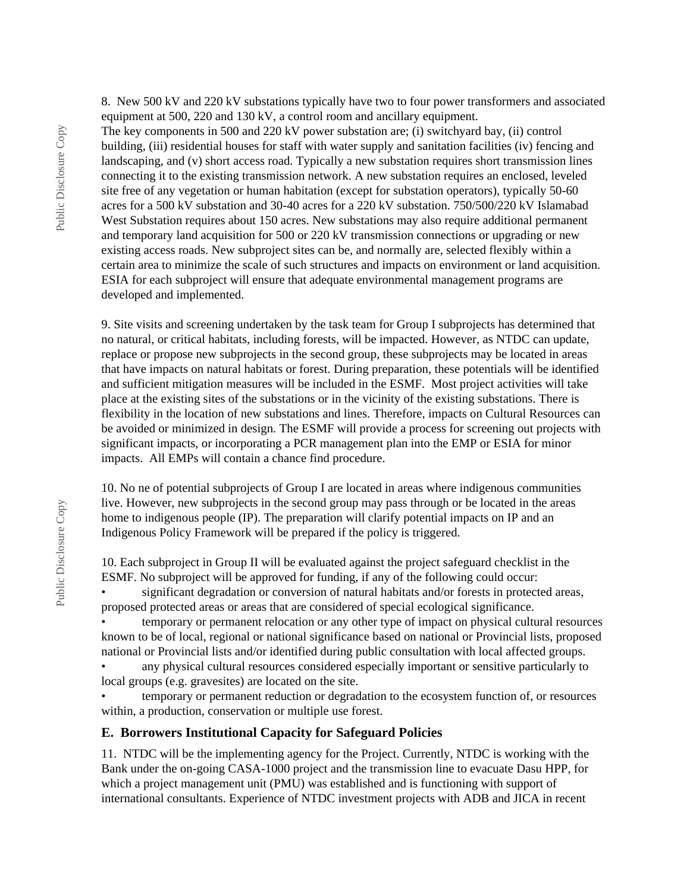8. New 500 kV and 220 kV substations typically have two to four power transformers and associated equipment at 500, 220 and 130 kV, a control room and ancillary equipment.
The key components in 500 and 220 kV power substation are; (i) switchyard bay, (ii) control building, (iii) residential houses for staff with water supply and sanitation facilities (iv) fencing and landscaping, and (v) short access road. Typically a new substation requires short transmission lines connecting it to the existing transmission network. A new substation requires an enclosed, leveled site free of any vegetation or human habitation (except for substation operators), typically 50-60 acres for a 500 kV substation and 30-40 acres for a 220 kV substation. 750/500/220 kV Islamabad West Substation requires about 150 acres. New substations may also require additional permanent and temporary land acquisition for 500 or 220 kV transmission connections or upgrading or new existing access roads. New subproject sites can be, and normally are, selected flexibly within a certain area to minimize the scale of such structures and impacts on environment or land acquisition. ESIA for each subproject will ensure that adequate environmental management programs are developed and implemented.

9. Site visits and screening undertaken by the task team for Group I subprojects has determined that no natural, or critical habitats, including forests, will be impacted. However, as NTDC can update, replace or propose new subprojects in the second group, these subprojects may be located in areas that have impacts on natural habitats or forest. During preparation, these potentials will be identified and sufficient mitigation measures will be included in the ESMF. Most project activities will take place at the existing sites of the substations or in the vicinity of the existing substations. There is flexibility in the location of new substations and lines. Therefore, impacts on Cultural Resources can be avoided or minimized in design. The ESMF will provide a process for screening out projects with significant impacts, or incorporating a PCR management plan into the EMP or ESIA for minor impacts. All EMPs will contain a chance find procedure.

10. No ne of potential subprojects of Group I are located in areas where indigenous communities live. However, new subprojects in the second group may pass through or be located in the areas home to indigenous people (IP). The preparation will clarify potential impacts on IP and an Indigenous Policy Framework will be prepared if the policy is triggered.

10. Each subproject in Group II will be evaluated against the project safeguard checklist in the ESMF. No subproject will be approved for funding, if any of the following could occur:

- significant degradation or conversion of natural habitats and/or forests in protected areas, proposed protected areas or areas that are considered of special ecological significance.
- temporary or permanent relocation or any other type of impact on physical cultural resources known to be of local, regional or national significance based on national or Provincial lists, proposed national or Provincial lists and/or identified during public consultation with local affected groups.
- any physical cultural resources considered especially important or sensitive particularly to local groups (e.g. gravesites) are located on the site.
- temporary or permanent reduction or degradation to the ecosystem function of, or resources within, a production, conservation or multiple use forest.

### E. Borrowers Institutional Capacity for Safeguard Policies

11. NTDC will be the implementing agency for the Project. Currently, NTDC is working with the Bank under the on-going CASA-1000 project and the transmission line to evacuate Dasu HPP, for which a project management unit (PMU) was established and is functioning with support of international consultants. Experience of NTDC investment projects with ADB and JICA in recent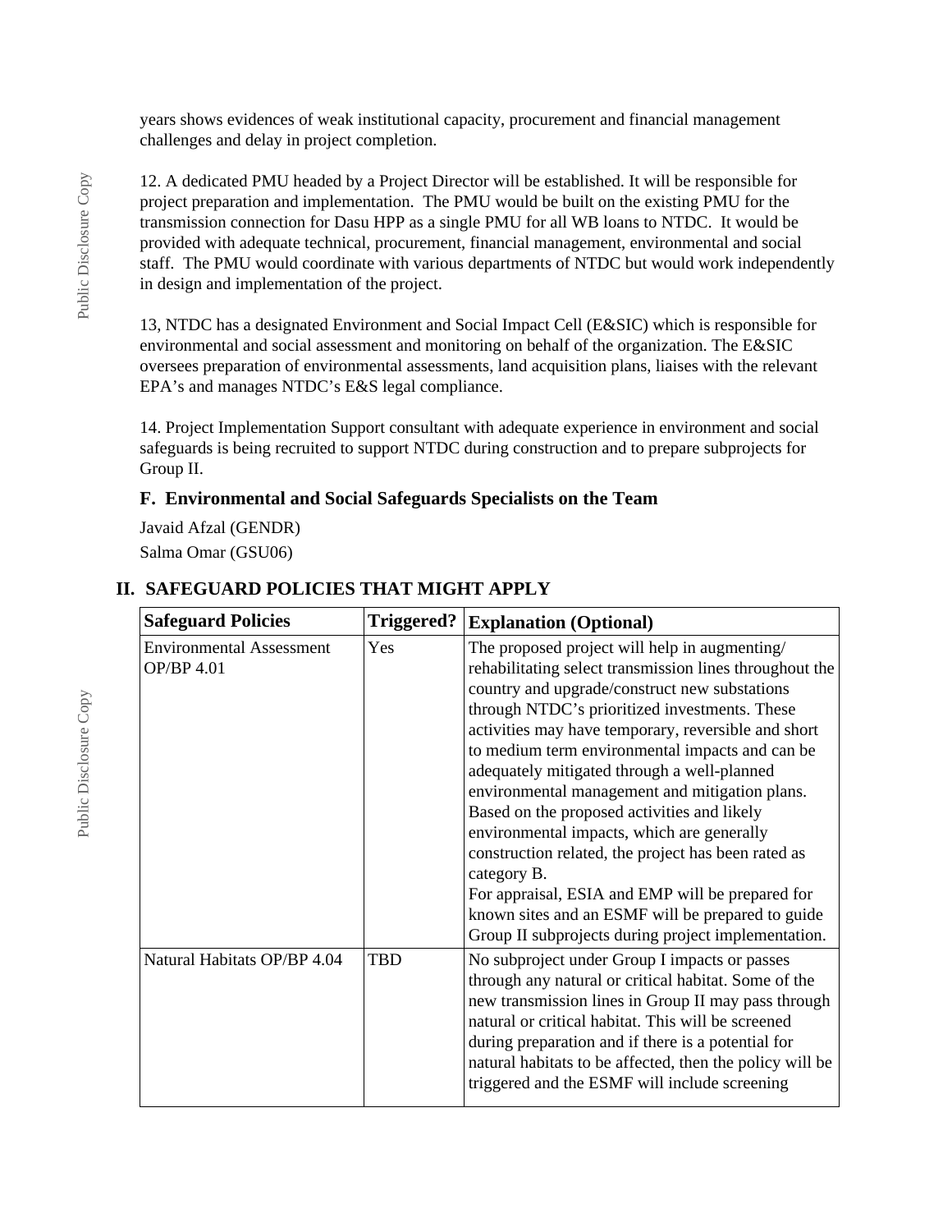years shows evidences of weak institutional capacity, procurement and financial management challenges and delay in project completion.

12. A dedicated PMU headed by a Project Director will be established. It will be responsible for project preparation and implementation. The PMU would be built on the existing PMU for the transmission connection for Dasu HPP as a single PMU for all WB loans to NTDC. It would be provided with adequate technical, procurement, financial management, environmental and social staff. The PMU would coordinate with various departments of NTDC but would work independently in design and implementation of the project.

13, NTDC has a designated Environment and Social Impact Cell (E&SIC) which is responsible for environmental and social assessment and monitoring on behalf of the organization. The E&SIC oversees preparation of environmental assessments, land acquisition plans, liaises with the relevant EPA's and manages NTDC's E&S legal compliance.

14. Project Implementation Support consultant with adequate experience in environment and social safeguards is being recruited to support NTDC during construction and to prepare subprojects for Group II.

### F. Environmental and Social Safeguards Specialists on the Team

Javaid Afzal (GENDR)

Salma Omar (GSU06)

## II. SAFEGUARD POLICIES THAT MIGHT APPLY

| Safeguard Policies | Triggered? | Explanation (Optional) |
|---|---|---|
| Environmental Assessment OP/BP 4.01 | Yes | The proposed project will help in augmenting/ rehabilitating select transmission lines throughout the country and upgrade/construct new substations through NTDC's prioritized investments. These activities may have temporary, reversible and short to medium term environmental impacts and can be adequately mitigated through a well-planned environmental management and mitigation plans. Based on the proposed activities and likely environmental impacts, which are generally construction related, the project has been rated as category B. For appraisal, ESIA and EMP will be prepared for known sites and an ESMF will be prepared to guide Group II subprojects during project implementation. |
| Natural Habitats OP/BP 4.04 | TBD | No subproject under Group I impacts or passes through any natural or critical habitat. Some of the new transmission lines in Group II may pass through natural or critical habitat. This will be screened during preparation and if there is a potential for natural habitats to be affected, then the policy will be triggered and the ESMF will include screening |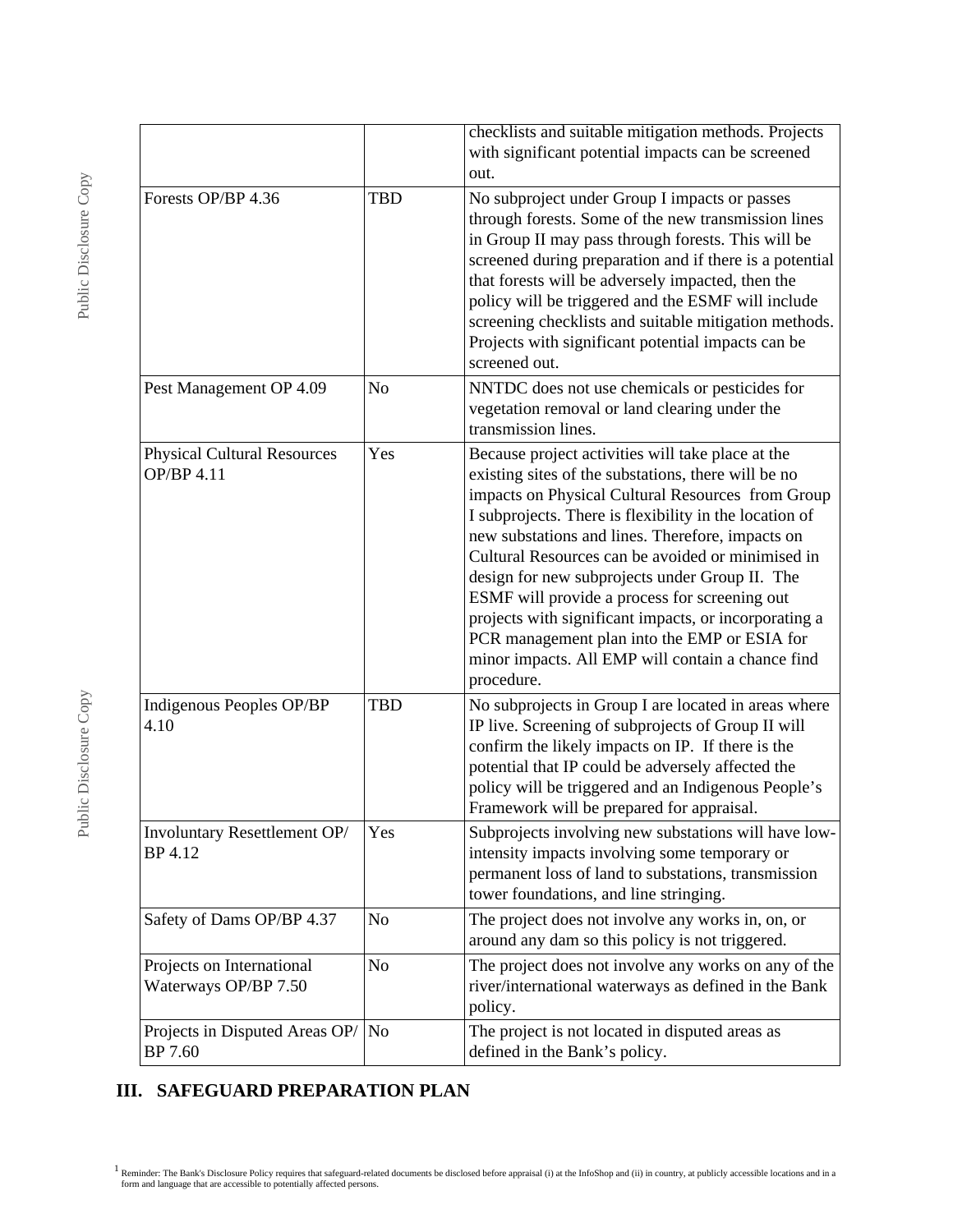| | | |
|---|---|---|
| | | checklists and suitable mitigation methods. Projects with significant potential impacts can be screened out. |
| Forests OP/BP 4.36 | TBD | No subproject under Group I impacts or passes through forests. Some of the new transmission lines in Group II may pass through forests. This will be screened during preparation and if there is a potential that forests will be adversely impacted, then the policy will be triggered and the ESMF will include screening checklists and suitable mitigation methods. Projects with significant potential impacts can be screened out. |
| Pest Management OP 4.09 | No | NNTDC does not use chemicals or pesticides for vegetation removal or land clearing under the transmission lines. |
| Physical Cultural Resources OP/BP 4.11 | Yes | Because project activities will take place at the existing sites of the substations, there will be no impacts on Physical Cultural Resources from Group I subprojects. There is flexibility in the location of new substations and lines. Therefore, impacts on Cultural Resources can be avoided or minimised in design for new subprojects under Group II. The ESMF will provide a process for screening out projects with significant impacts, or incorporating a PCR management plan into the EMP or ESIA for minor impacts. All EMP will contain a chance find procedure. |
| Indigenous Peoples OP/BP 4.10 | TBD | No subprojects in Group I are located in areas where IP live. Screening of subprojects of Group II will confirm the likely impacts on IP. If there is the potential that IP could be adversely affected the policy will be triggered and an Indigenous People's Framework will be prepared for appraisal. |
| Involuntary Resettlement OP/BP 4.12 | Yes | Subprojects involving new substations will have low-intensity impacts involving some temporary or permanent loss of land to substations, transmission tower foundations, and line stringing. |
| Safety of Dams OP/BP 4.37 | No | The project does not involve any works in, on, or around any dam so this policy is not triggered. |
| Projects on International Waterways OP/BP 7.50 | No | The project does not involve any works on any of the river/international waterways as defined in the Bank policy. |
| Projects in Disputed Areas OP/BP 7.60 | No | The project is not located in disputed areas as defined in the Bank's policy. |

## III. SAFEGUARD PREPARATION PLAN

[1] Reminder: The Bank's Disclosure Policy requires that safeguard-related documents be disclosed before appraisal (i) at the InfoShop and (ii) in country, at publicly accessible locations and in a form and language that are accessible to potentially affected persons.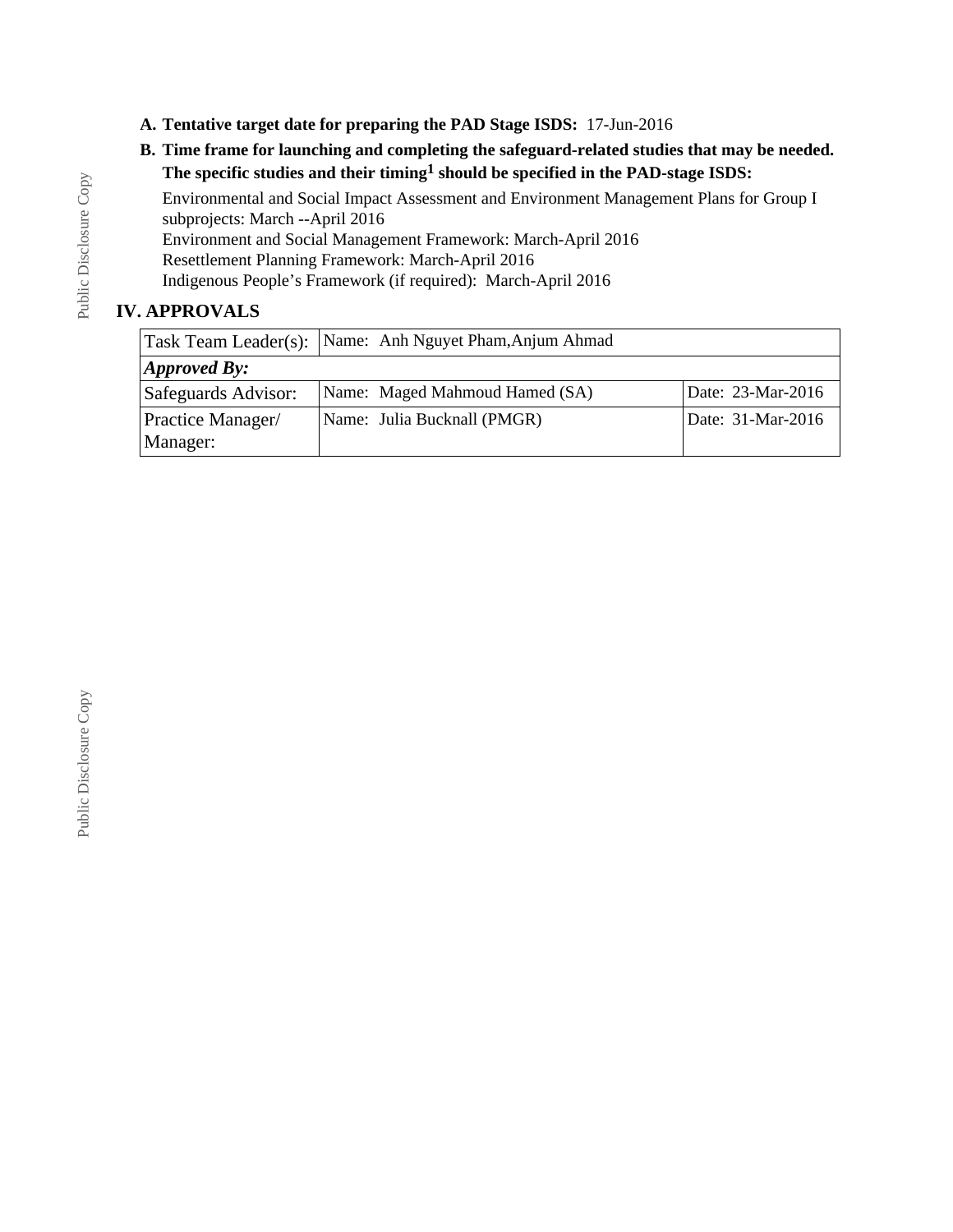**A. Tentative target date for preparing the PAD Stage ISDS:** 17-Jun-2016

**B. Time frame for launching and completing the safeguard-related studies that may be needed. The specific studies and their timing[1] should be specified in the PAD-stage ISDS:**

Environmental and Social Impact Assessment and Environment Management Plans for Group I subprojects: March --April 2016
Environment and Social Management Framework: March-April 2016
Resettlement Planning Framework: March-April 2016
Indigenous People's Framework (if required): March-April 2016

## IV. APPROVALS

| | | |
|---|---|---|
| Task Team Leader(s): | Name: Anh Nguyet Pham,Anjum Ahmad | |
| ***Approved By:*** | | |
| Safeguards Advisor: | Name: Maged Mahmoud Hamed (SA) | Date: 23-Mar-2016 |
| Practice Manager/ Manager: | Name: Julia Bucknall (PMGR) | Date: 31-Mar-2016 |